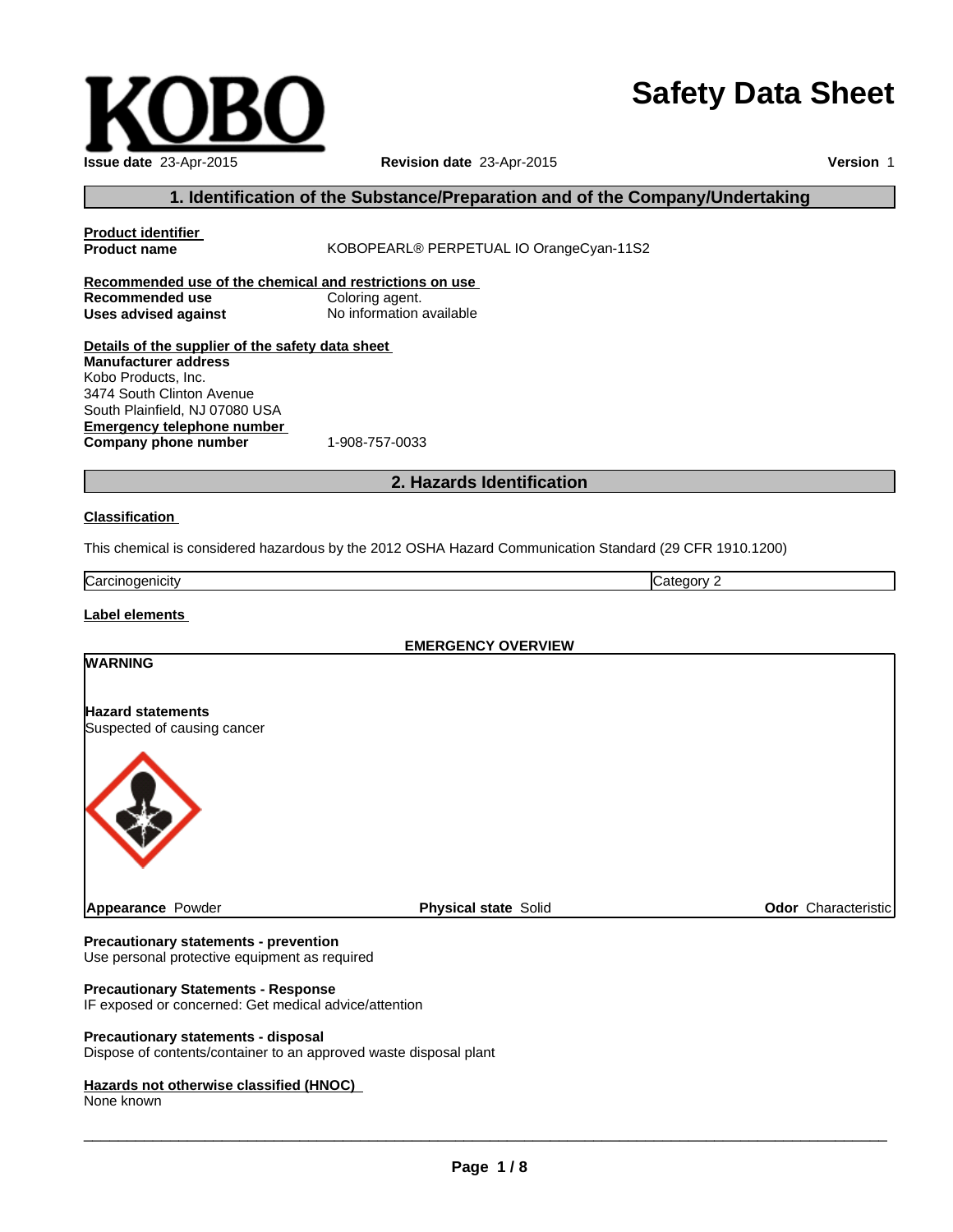KOBO

# Safety Data Sheet

**Issue date** 23-Apr-2015 **Revision date** 23-Apr-2015 **Version** 1

## 1. Identification of the Substance/Preparation and of the Company/Undertaking

**Product identifier**

**Product name** KOBOPEARL® PERPETUAL IO OrangeCyan-11S2

**Recommended use of the chemical and restrictions on use**

**Recommended use** Coloring agent.

**Uses advised against** No information available

**Details of the supplier of the safety data sheet**

**Manufacturer address**
Kobo Products, Inc.
3474 South Clinton Avenue
South Plainfield, NJ 07080 USA

**Emergency telephone number**

**Company phone number** 1-908-757-0033

## 2. Hazards Identification

**Classification**

This chemical is considered hazardous by the 2012 OSHA Hazard Communication Standard (29 CFR 1910.1200)

| Carcinogenicity | Category 2 |
|---|---|

**Label elements**

**EMERGENCY OVERVIEW**

**WARNING**

**Hazard statements**
Suspected of causing cancer

**Appearance** Powder **Physical state** Solid **Odor** Characteristic

**Precautionary statements - prevention**
Use personal protective equipment as required

**Precautionary Statements - Response**
IF exposed or concerned: Get medical advice/attention

**Precautionary statements - disposal**
Dispose of contents/container to an approved waste disposal plant

**Hazards not otherwise classified (HNOC)**
None known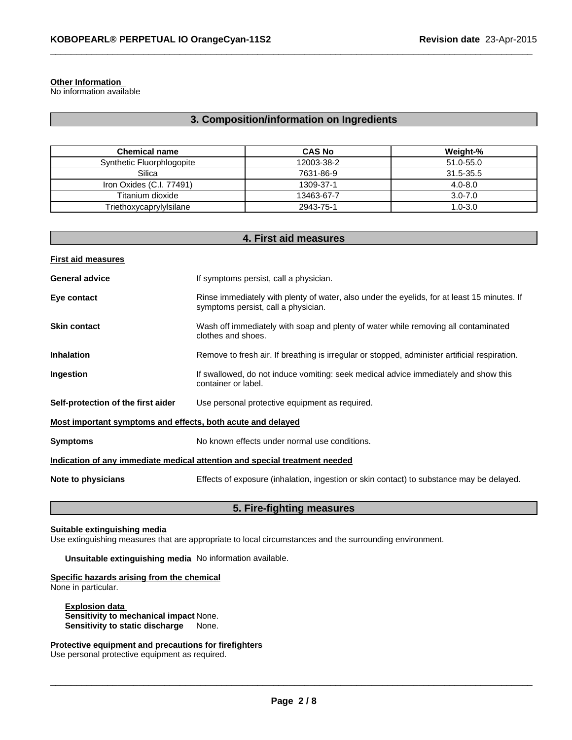**Other Information**
No information available

## 3. Composition/information on Ingredients

| Chemical name | CAS No | Weight-% |
|---|---|---|
| Synthetic Fluorphlogopite | 12003-38-2 | 51.0-55.0 |
| Silica | 7631-86-9 | 31.5-35.5 |
| Iron Oxides (C.I. 77491) | 1309-37-1 | 4.0-8.0 |
| Titanium dioxide | 13463-67-7 | 3.0-7.0 |
| Triethoxycaprylylsilane | 2943-75-1 | 1.0-3.0 |

## 4. First aid measures

**First aid measures**

**General advice** If symptoms persist, call a physician.

**Eye contact** Rinse immediately with plenty of water, also under the eyelids, for at least 15 minutes. If symptoms persist, call a physician.

**Skin contact** Wash off immediately with soap and plenty of water while removing all contaminated clothes and shoes.

**Inhalation** Remove to fresh air. If breathing is irregular or stopped, administer artificial respiration.

**Ingestion** If swallowed, do not induce vomiting: seek medical advice immediately and show this container or label.

**Self-protection of the first aider** Use personal protective equipment as required.

**Most important symptoms and effects, both acute and delayed**

**Symptoms** No known effects under normal use conditions.

**Indication of any immediate medical attention and special treatment needed**

**Note to physicians** Effects of exposure (inhalation, ingestion or skin contact) to substance may be delayed.

## 5. Fire-fighting measures

**Suitable extinguishing media**
Use extinguishing measures that are appropriate to local circumstances and the surrounding environment.

**Unsuitable extinguishing media** No information available.

**Specific hazards arising from the chemical**
None in particular.

**Explosion data**
**Sensitivity to mechanical impact** None.
**Sensitivity to static discharge** None.

**Protective equipment and precautions for firefighters**
Use personal protective equipment as required.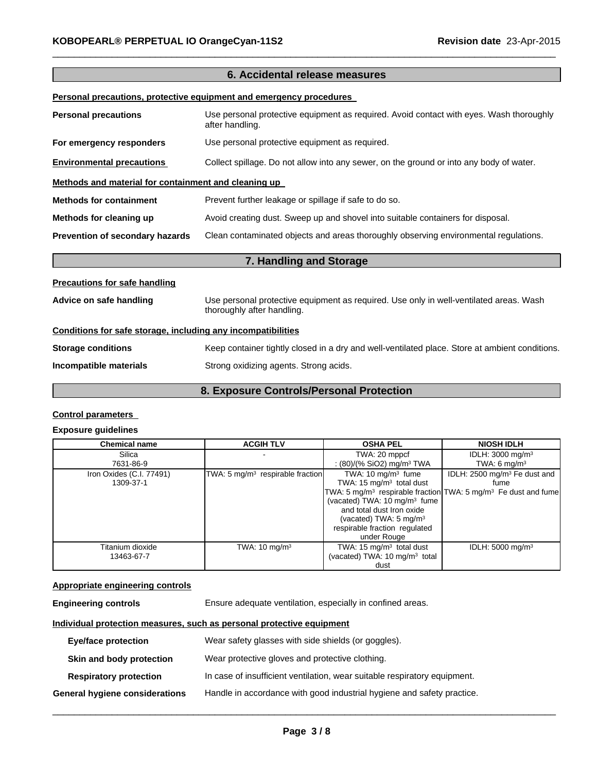## 6. Accidental release measures

**Personal precautions, protective equipment and emergency procedures**

**Personal precautions** Use personal protective equipment as required. Avoid contact with eyes. Wash thoroughly after handling.

**For emergency responders** Use personal protective equipment as required.

**Environmental precautions** Collect spillage. Do not allow into any sewer, on the ground or into any body of water.

**Methods and material for containment and cleaning up**

**Methods for containment** Prevent further leakage or spillage if safe to do so.

**Methods for cleaning up** Avoid creating dust. Sweep up and shovel into suitable containers for disposal.

**Prevention of secondary hazards** Clean contaminated objects and areas thoroughly observing environmental regulations.

## 7. Handling and Storage

**Precautions for safe handling**

**Advice on safe handling** Use personal protective equipment as required. Use only in well-ventilated areas. Wash thoroughly after handling.

**Conditions for safe storage, including any incompatibilities**

**Storage conditions** Keep container tightly closed in a dry and well-ventilated place. Store at ambient conditions.

**Incompatible materials** Strong oxidizing agents. Strong acids.

## 8. Exposure Controls/Personal Protection

**Control parameters**

**Exposure guidelines**

| Chemical name | ACGIH TLV | OSHA PEL | NIOSH IDLH |
|---|---|---|---|
| Silica<br>7631-86-9 | - | TWA: 20 mppcf<br>: (80)/(% $SiO_2$) mg/m³ TWA | IDLH: 3000 mg/m³<br>TWA: 6 mg/m³ |
| Iron Oxides (C.I. 77491)<br>1309-37-1 | TWA: 5 mg/m³ respirable fraction | TWA: 10 mg/m³ fume<br>TWA: 15 mg/m³ total dust<br>TWA: 5 mg/m³ respirable fraction<br>(vacated) TWA: 10 mg/m³ fume and total dust Iron oxide<br>(vacated) TWA: 5 mg/m³ respirable fraction regulated under Rouge | IDLH: 2500 mg/m³ Fe dust and fume<br>TWA: 5 mg/m³ Fe dust and fume |
| Titanium dioxide<br>13463-67-7 | TWA: 10 mg/m³ | TWA: 15 mg/m³ total dust<br>(vacated) TWA: 10 mg/m³ total dust | IDLH: 5000 mg/m³ |

**Appropriate engineering controls**

**Engineering controls** Ensure adequate ventilation, especially in confined areas.

**Individual protection measures, such as personal protective equipment**

**Eye/face protection** Wear safety glasses with side shields (or goggles).

**Skin and body protection** Wear protective gloves and protective clothing.

**Respiratory protection** In case of insufficient ventilation, wear suitable respiratory equipment.

**General hygiene considerations** Handle in accordance with good industrial hygiene and safety practice.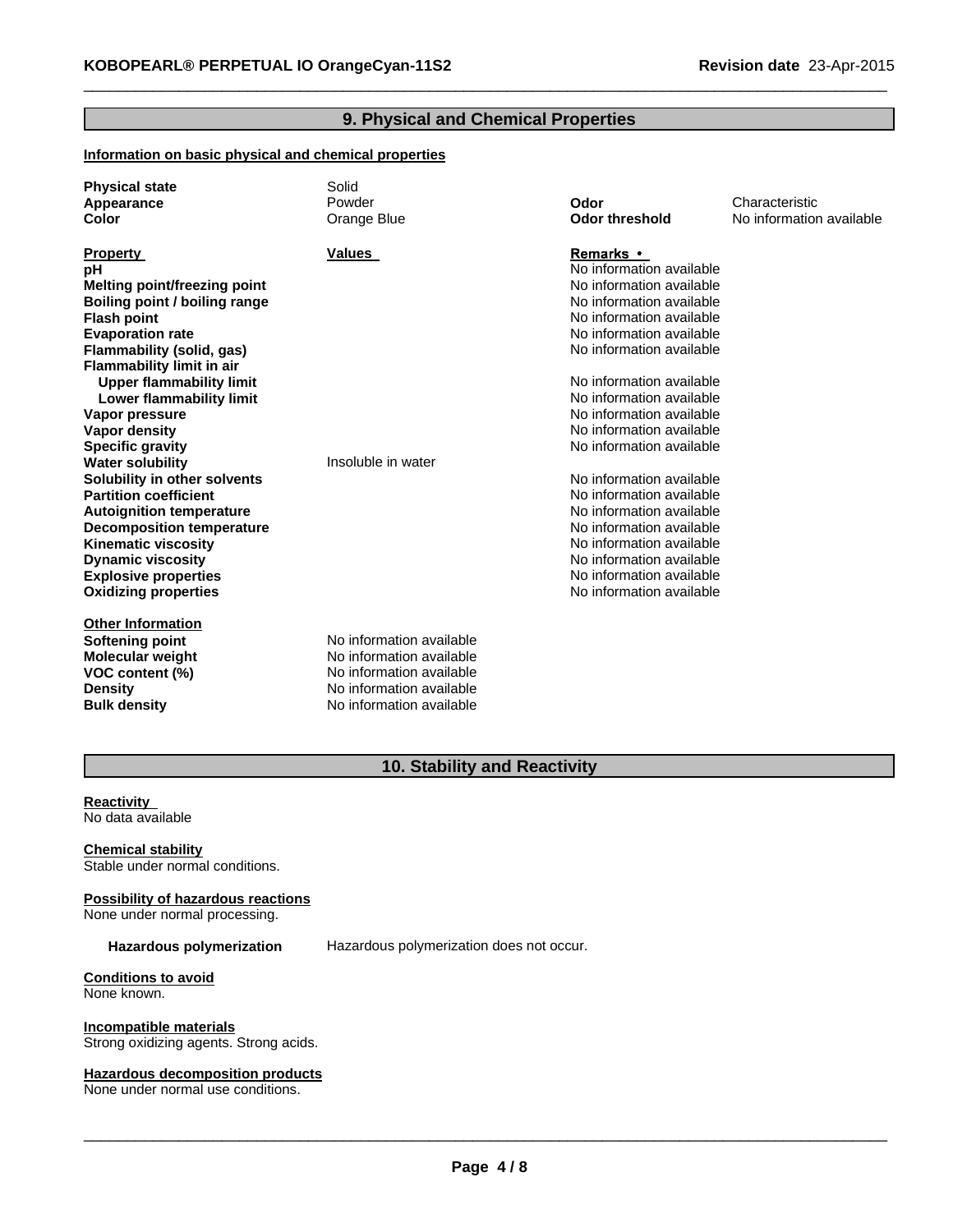## 9. Physical and Chemical Properties

### Information on basic physical and chemical properties

| | | | |
|---|---|---|---|
| **Physical state** | Solid | | |
| **Appearance** | Powder | **Odor** | Characteristic |
| **Color** | Orange Blue | **Odor threshold** | No information available |

| **Property** | **Values** | **Remarks •** |
|---|---|---|
| **pH** | | No information available |
| **Melting point/freezing point** | | No information available |
| **Boiling point / boiling range** | | No information available |
| **Flash point** | | No information available |
| **Evaporation rate** | | No information available |
| **Flammability (solid, gas)** | | No information available |
| **Flammability limit in air** | | |
| **Upper flammability limit** | | No information available |
| **Lower flammability limit** | | No information available |
| **Vapor pressure** | | No information available |
| **Vapor density** | | No information available |
| **Specific gravity** | | No information available |
| **Water solubility** | Insoluble in water | |
| **Solubility in other solvents** | | No information available |
| **Partition coefficient** | | No information available |
| **Autoignition temperature** | | No information available |
| **Decomposition temperature** | | No information available |
| **Kinematic viscosity** | | No information available |
| **Dynamic viscosity** | | No information available |
| **Explosive properties** | | No information available |
| **Oxidizing properties** | | No information available |

**Other Information**

| | |
|---|---|
| **Softening point** | No information available |
| **Molecular weight** | No information available |
| **VOC content (%)** | No information available |
| **Density** | No information available |
| **Bulk density** | No information available |

## 10. Stability and Reactivity

**Reactivity**
No data available

**Chemical stability**
Stable under normal conditions.

**Possibility of hazardous reactions**
None under normal processing.

**Hazardous polymerization** Hazardous polymerization does not occur.

**Conditions to avoid**
None known.

**Incompatible materials**
Strong oxidizing agents. Strong acids.

**Hazardous decomposition products**
None under normal use conditions.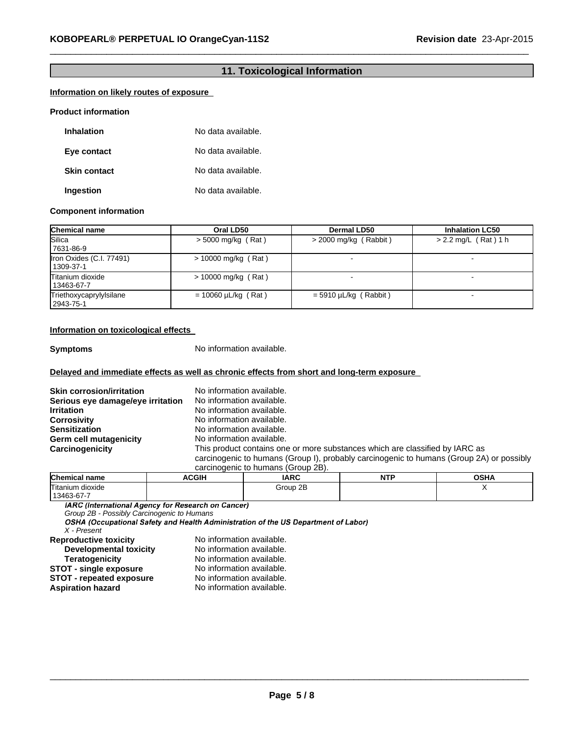## 11. Toxicological Information

**Information on likely routes of exposure**

**Product information**

| | |
|---|---|
| **Inhalation** | No data available. |
| **Eye contact** | No data available. |
| **Skin contact** | No data available. |
| **Ingestion** | No data available. |

**Component information**

| Chemical name | Oral LD50 | Dermal LD50 | Inhalation LC50 |
|---|---|---|---|
| Silica 7631-86-9 | > 5000 mg/kg ( Rat ) | > 2000 mg/kg ( Rabbit ) | > 2.2 mg/L ( Rat ) 1 h |
| Iron Oxides (C.I. 77491) 1309-37-1 | > 10000 mg/kg ( Rat ) | - | - |
| Titanium dioxide 13463-67-7 | > 10000 mg/kg ( Rat ) | - | - |
| Triethoxycaprylylsilane 2943-75-1 | = 10060 µL/kg ( Rat ) | = 5910 µL/kg ( Rabbit ) | - |

**Information on toxicological effects**

**Symptoms** No information available.

**Delayed and immediate effects as well as chronic effects from short and long-term exposure**

| | |
|---|---|
| **Skin corrosion/irritation** | No information available. |
| **Serious eye damage/eye irritation** | No information available. |
| **Irritation** | No information available. |
| **Corrosivity** | No information available. |
| **Sensitization** | No information available. |
| **Germ cell mutagenicity** | No information available. |
| **Carcinogenicity** | This product contains one or more substances which are classified by IARC as carcinogenic to humans (Group I), probably carcinogenic to humans (Group 2A) or possibly carcinogenic to humans (Group 2B). |

| Chemical name | ACGIH | IARC | NTP | OSHA |
|---|---|---|---|---|
| Titanium dioxide 13463-67-7 | | Group 2B | | X |

***IARC (International Agency for Research on Cancer)***
*Group 2B - Possibly Carcinogenic to Humans*
***OSHA (Occupational Safety and Health Administration of the US Department of Labor)***
*X - Present*

| | |
|---|---|
| **Reproductive toxicity** | No information available. |
| **Developmental toxicity** | No information available. |
| **Teratogenicity** | No information available. |
| **STOT - single exposure** | No information available. |
| **STOT - repeated exposure** | No information available. |
| **Aspiration hazard** | No information available. |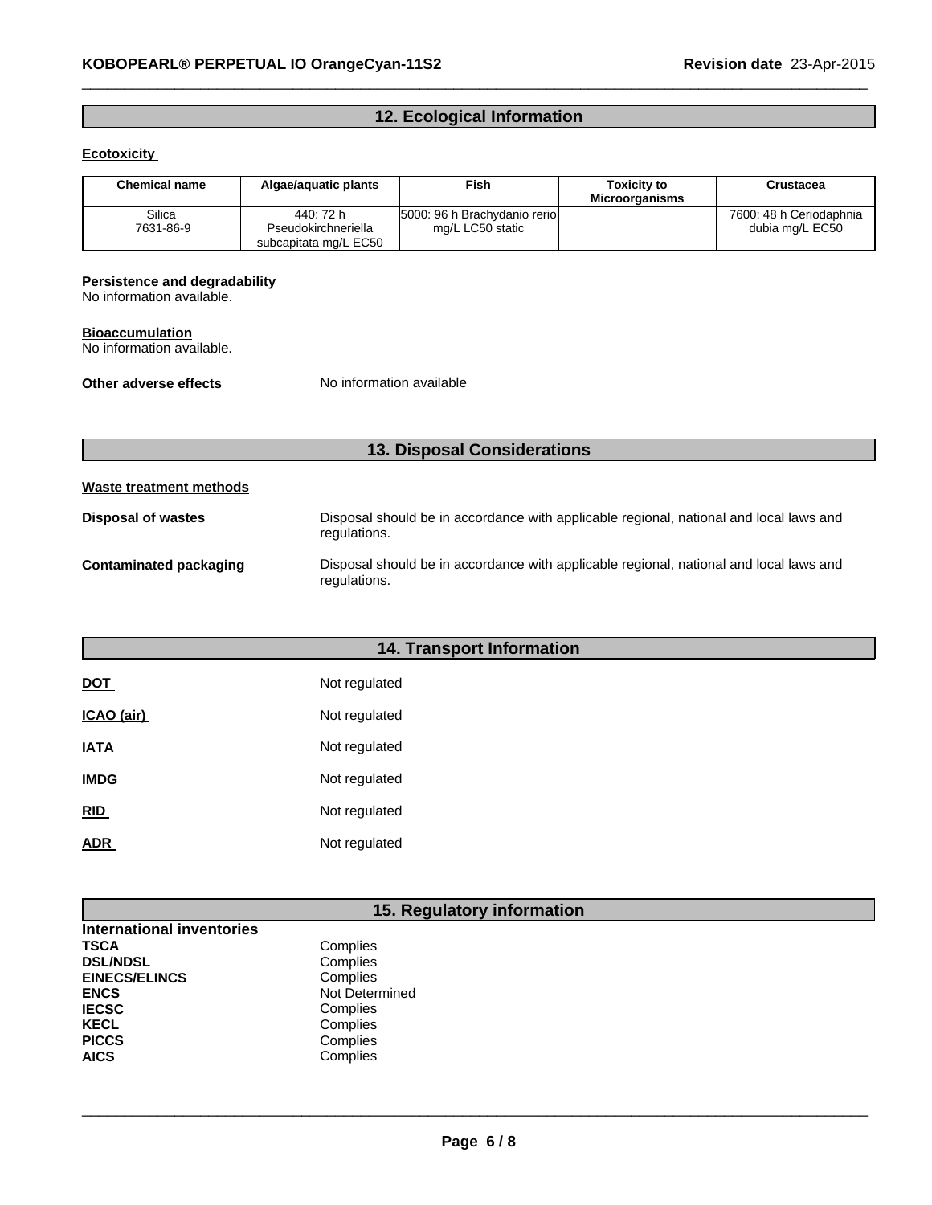## 12. Ecological Information

**Ecotoxicity**

| Chemical name | Algae/aquatic plants | Fish | Toxicity to Microorganisms | Crustacea |
|---|---|---|---|---|
| Silica 7631-86-9 | 440: 72 h Pseudokirchneriella subcapitata mg/L EC50 | 5000: 96 h Brachydanio rerio mg/L LC50 static | | 7600: 48 h Ceriodaphnia dubia mg/L EC50 |

**Persistence and degradability**
No information available.

**Bioaccumulation**
No information available.

**Other adverse effects** No information available

## 13. Disposal Considerations

**Waste treatment methods**

**Disposal of wastes** Disposal should be in accordance with applicable regional, national and local laws and regulations.

**Contaminated packaging** Disposal should be in accordance with applicable regional, national and local laws and regulations.

## 14. Transport Information

**DOT** Not regulated

**ICAO (air)** Not regulated

**IATA** Not regulated

**IMDG** Not regulated

**RID** Not regulated

**ADR** Not regulated

## 15. Regulatory information

**International inventories**

**TSCA** Complies
**DSL/NDSL** Complies
**EINECS/ELINCS** Complies
**ENCS** Not Determined
**IECSC** Complies
**KECL** Complies
**PICCS** Complies
**AICS** Complies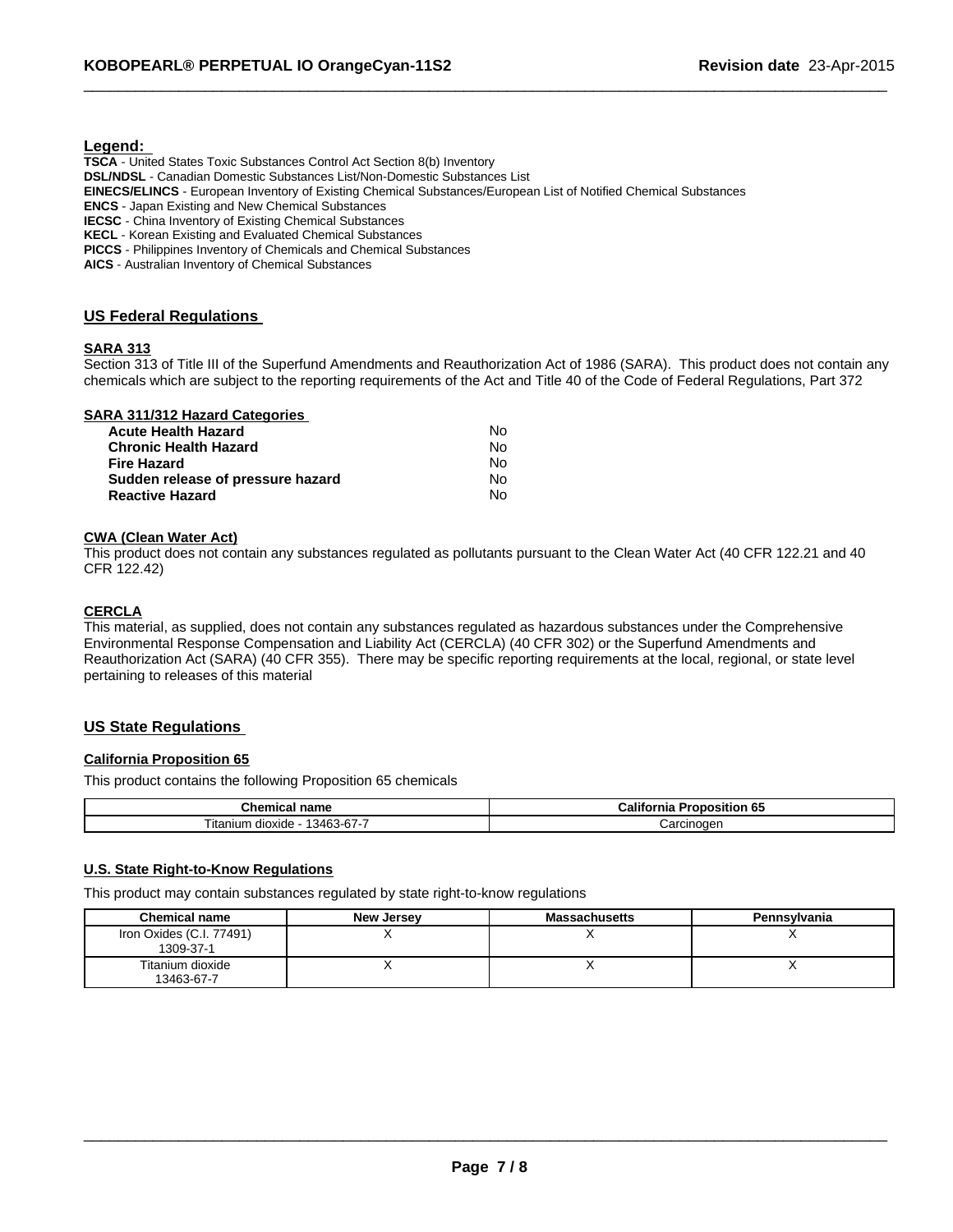**Legend:**

**TSCA** - United States Toxic Substances Control Act Section 8(b) Inventory
**DSL/NDSL** - Canadian Domestic Substances List/Non-Domestic Substances List
**EINECS/ELINCS** - European Inventory of Existing Chemical Substances/European List of Notified Chemical Substances
**ENCS** - Japan Existing and New Chemical Substances
**IECSC** - China Inventory of Existing Chemical Substances
**KECL** - Korean Existing and Evaluated Chemical Substances
**PICCS** - Philippines Inventory of Chemicals and Chemical Substances
**AICS** - Australian Inventory of Chemical Substances

## US Federal Regulations

### SARA 313

Section 313 of Title III of the Superfund Amendments and Reauthorization Act of 1986 (SARA). This product does not contain any chemicals which are subject to the reporting requirements of the Act and Title 40 of the Code of Federal Regulations, Part 372

### SARA 311/312 Hazard Categories

| | |
|---|---|
| **Acute Health Hazard** | No |
| **Chronic Health Hazard** | No |
| **Fire Hazard** | No |
| **Sudden release of pressure hazard** | No |
| **Reactive Hazard** | No |

### CWA (Clean Water Act)

This product does not contain any substances regulated as pollutants pursuant to the Clean Water Act (40 CFR 122.21 and 40 CFR 122.42)

### CERCLA

This material, as supplied, does not contain any substances regulated as hazardous substances under the Comprehensive Environmental Response Compensation and Liability Act (CERCLA) (40 CFR 302) or the Superfund Amendments and Reauthorization Act (SARA) (40 CFR 355). There may be specific reporting requirements at the local, regional, or state level pertaining to releases of this material

## US State Regulations

### California Proposition 65

This product contains the following Proposition 65 chemicals

| Chemical name | California Proposition 65 |
|---|---|
| Titanium dioxide - 13463-67-7 | Carcinogen |

### U.S. State Right-to-Know Regulations

This product may contain substances regulated by state right-to-know regulations

| Chemical name | New Jersey | Massachusetts | Pennsylvania |
|---|---|---|---|
| Iron Oxides (C.I. 77491) 1309-37-1 | X | X | X |
| Titanium dioxide 13463-67-7 | X | X | X |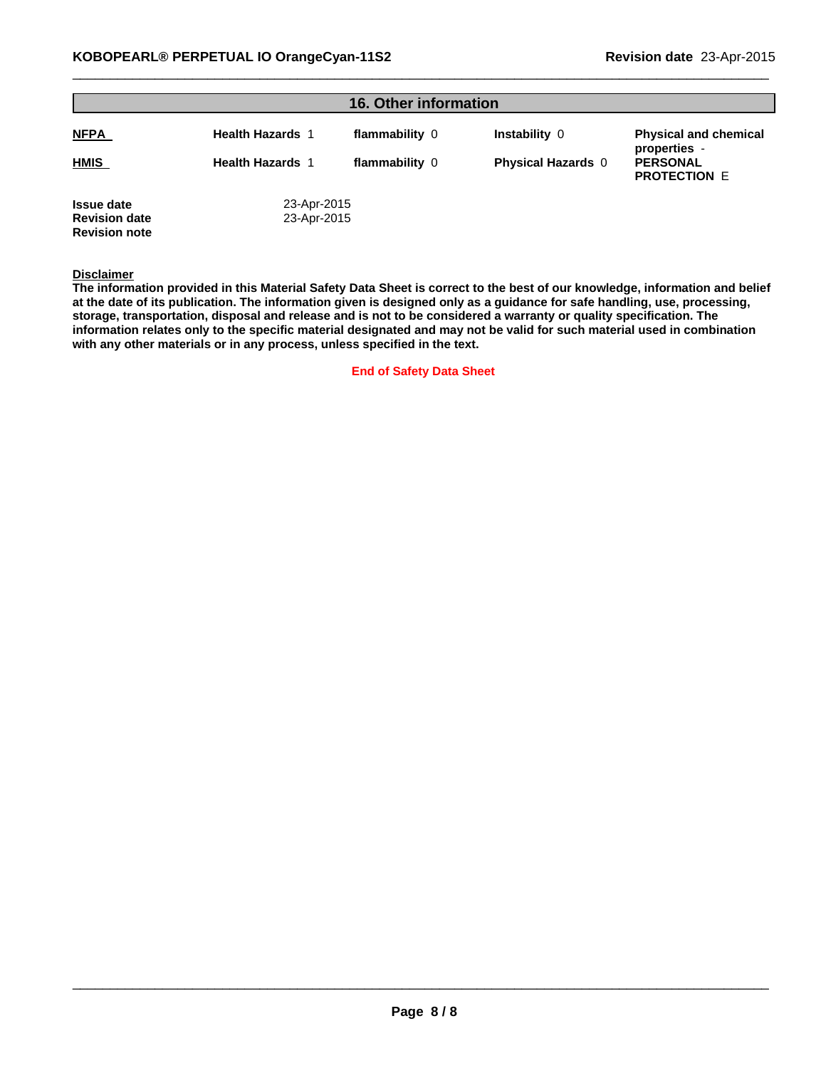## 16. Other information

| | | | | |
|---|---|---|---|---|
| **NFPA** | **Health Hazards** 1 | **flammability** 0 | **Instability** 0 | **Physical and chemical properties** - |
| **HMIS** | **Health Hazards** 1 | **flammability** 0 | **Physical Hazards** 0 | **PERSONAL PROTECTION** E |

**Issue date** 23-Apr-2015
**Revision date** 23-Apr-2015
**Revision note**

**Disclaimer**
**The information provided in this Material Safety Data Sheet is correct to the best of our knowledge, information and belief at the date of its publication. The information given is designed only as a guidance for safe handling, use, processing, storage, transportation, disposal and release and is not to be considered a warranty or quality specification. The information relates only to the specific material designated and may not be valid for such material used in combination with any other materials or in any process, unless specified in the text.**

**End of Safety Data Sheet**